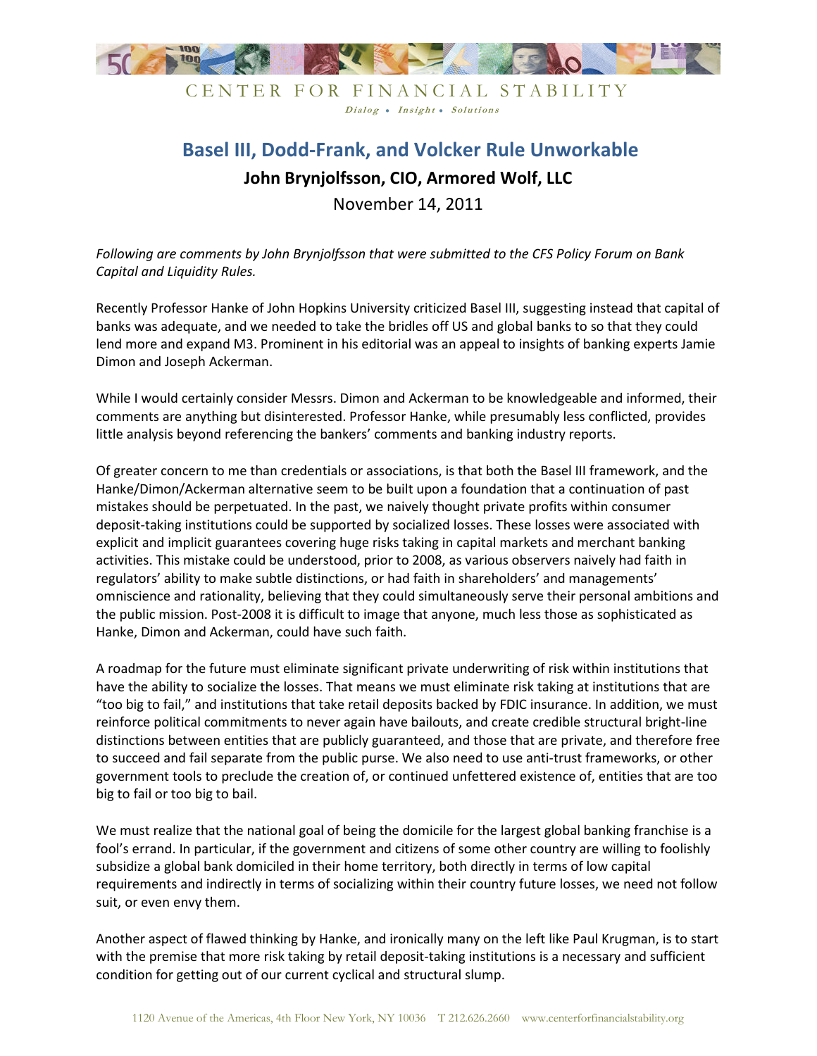CENTER FOR FINANCIAL STABILITY

*Dialog • Insight • Solutions*

# Basel III, Dodd-Frank, and Volcker Rule Unworkable

**John Brynjolfsson, CIO, Armored Wolf, LLC**

November 14, 2011

*Following are comments by John Brynjolfsson that were submitted to the CFS Policy Forum on Bank Capital and Liquidity Rules.*

Recently Professor Hanke of John Hopkins University criticized Basel III, suggesting instead that capital of banks was adequate, and we needed to take the bridles off US and global banks to so that they could lend more and expand M3. Prominent in his editorial was an appeal to insights of banking experts Jamie Dimon and Joseph Ackerman.

While I would certainly consider Messrs. Dimon and Ackerman to be knowledgeable and informed, their comments are anything but disinterested. Professor Hanke, while presumably less conflicted, provides little analysis beyond referencing the bankers' comments and banking industry reports.

Of greater concern to me than credentials or associations, is that both the Basel III framework, and the Hanke/Dimon/Ackerman alternative seem to be built upon a foundation that a continuation of past mistakes should be perpetuated. In the past, we naively thought private profits within consumer deposit-taking institutions could be supported by socialized losses. These losses were associated with explicit and implicit guarantees covering huge risks taking in capital markets and merchant banking activities. This mistake could be understood, prior to 2008, as various observers naively had faith in regulators' ability to make subtle distinctions, or had faith in shareholders' and managements' omniscience and rationality, believing that they could simultaneously serve their personal ambitions and the public mission. Post-2008 it is difficult to image that anyone, much less those as sophisticated as Hanke, Dimon and Ackerman, could have such faith.

A roadmap for the future must eliminate significant private underwriting of risk within institutions that have the ability to socialize the losses. That means we must eliminate risk taking at institutions that are "too big to fail," and institutions that take retail deposits backed by FDIC insurance. In addition, we must reinforce political commitments to never again have bailouts, and create credible structural bright-line distinctions between entities that are publicly guaranteed, and those that are private, and therefore free to succeed and fail separate from the public purse. We also need to use anti-trust frameworks, or other government tools to preclude the creation of, or continued unfettered existence of, entities that are too big to fail or too big to bail.

We must realize that the national goal of being the domicile for the largest global banking franchise is a fool's errand. In particular, if the government and citizens of some other country are willing to foolishly subsidize a global bank domiciled in their home territory, both directly in terms of low capital requirements and indirectly in terms of socializing within their country future losses, we need not follow suit, or even envy them.

Another aspect of flawed thinking by Hanke, and ironically many on the left like Paul Krugman, is to start with the premise that more risk taking by retail deposit-taking institutions is a necessary and sufficient condition for getting out of our current cyclical and structural slump.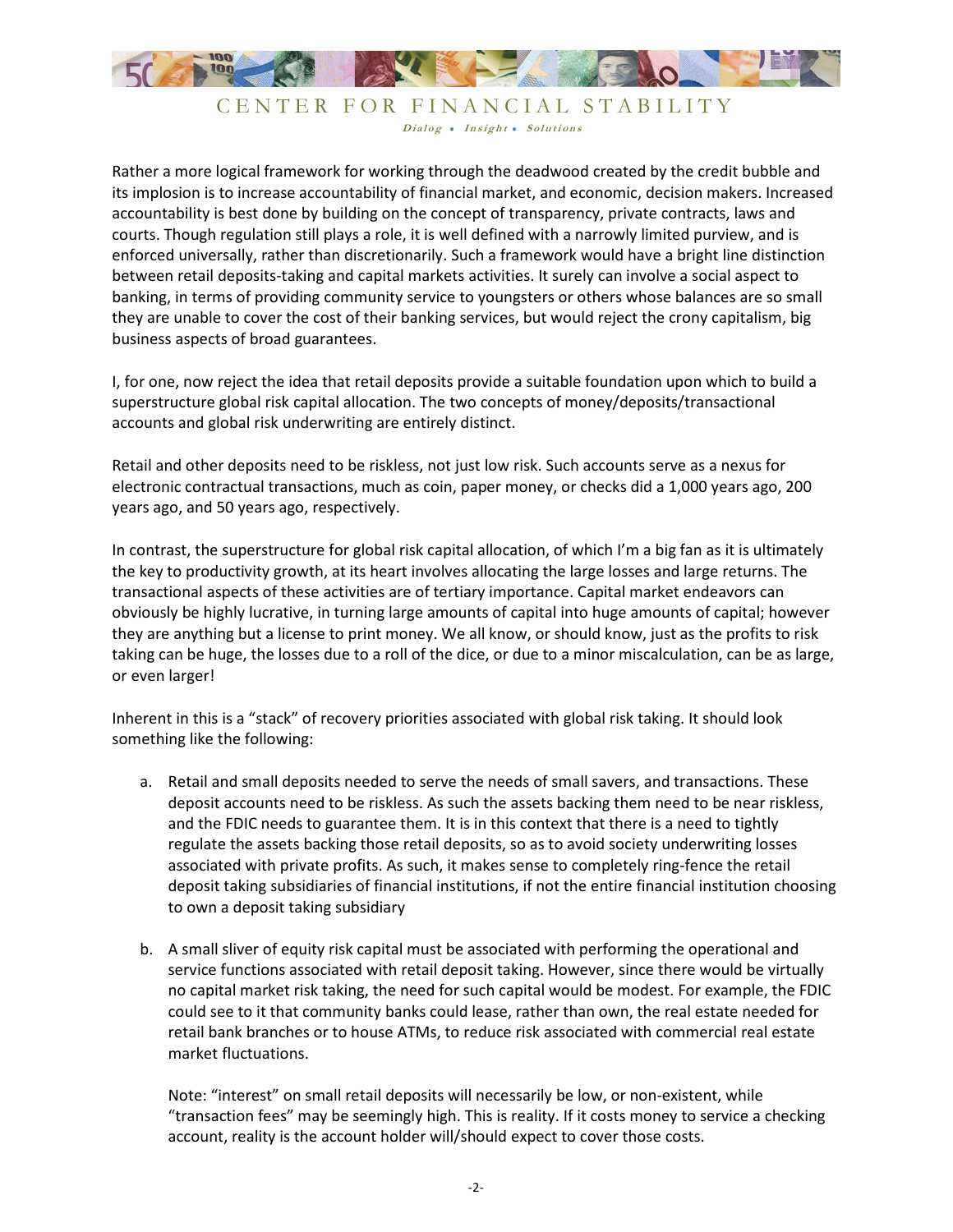Rather a more logical framework for working through the deadwood created by the credit bubble and its implosion is to increase accountability of financial market, and economic, decision makers. Increased accountability is best done by building on the concept of transparency, private contracts, laws and courts. Though regulation still plays a role, it is well defined with a narrowly limited purview, and is enforced universally, rather than discretionarily. Such a framework would have a bright line distinction between retail deposits-taking and capital markets activities. It surely can involve a social aspect to banking, in terms of providing community service to youngsters or others whose balances are so small they are unable to cover the cost of their banking services, but would reject the crony capitalism, big business aspects of broad guarantees.

I, for one, now reject the idea that retail deposits provide a suitable foundation upon which to build a superstructure global risk capital allocation. The two concepts of money/deposits/transactional accounts and global risk underwriting are entirely distinct.

Retail and other deposits need to be riskless, not just low risk. Such accounts serve as a nexus for electronic contractual transactions, much as coin, paper money, or checks did a 1,000 years ago, 200 years ago, and 50 years ago, respectively.

In contrast, the superstructure for global risk capital allocation, of which I'm a big fan as it is ultimately the key to productivity growth, at its heart involves allocating the large losses and large returns. The transactional aspects of these activities are of tertiary importance. Capital market endeavors can obviously be highly lucrative, in turning large amounts of capital into huge amounts of capital; however they are anything but a license to print money. We all know, or should know, just as the profits to risk taking can be huge, the losses due to a roll of the dice, or due to a minor miscalculation, can be as large, or even larger!

Inherent in this is a "stack" of recovery priorities associated with global risk taking. It should look something like the following:

a. Retail and small deposits needed to serve the needs of small savers, and transactions. These deposit accounts need to be riskless. As such the assets backing them need to be near riskless, and the FDIC needs to guarantee them. It is in this context that there is a need to tightly regulate the assets backing those retail deposits, so as to avoid society underwriting losses associated with private profits. As such, it makes sense to completely ring-fence the retail deposit taking subsidiaries of financial institutions, if not the entire financial institution choosing to own a deposit taking subsidiary

b. A small sliver of equity risk capital must be associated with performing the operational and service functions associated with retail deposit taking. However, since there would be virtually no capital market risk taking, the need for such capital would be modest. For example, the FDIC could see to it that community banks could lease, rather than own, the real estate needed for retail bank branches or to house ATMs, to reduce risk associated with commercial real estate market fluctuations.

   Note: "interest" on small retail deposits will necessarily be low, or non-existent, while "transaction fees" may be seemingly high. This is reality. If it costs money to service a checking account, reality is the account holder will/should expect to cover those costs.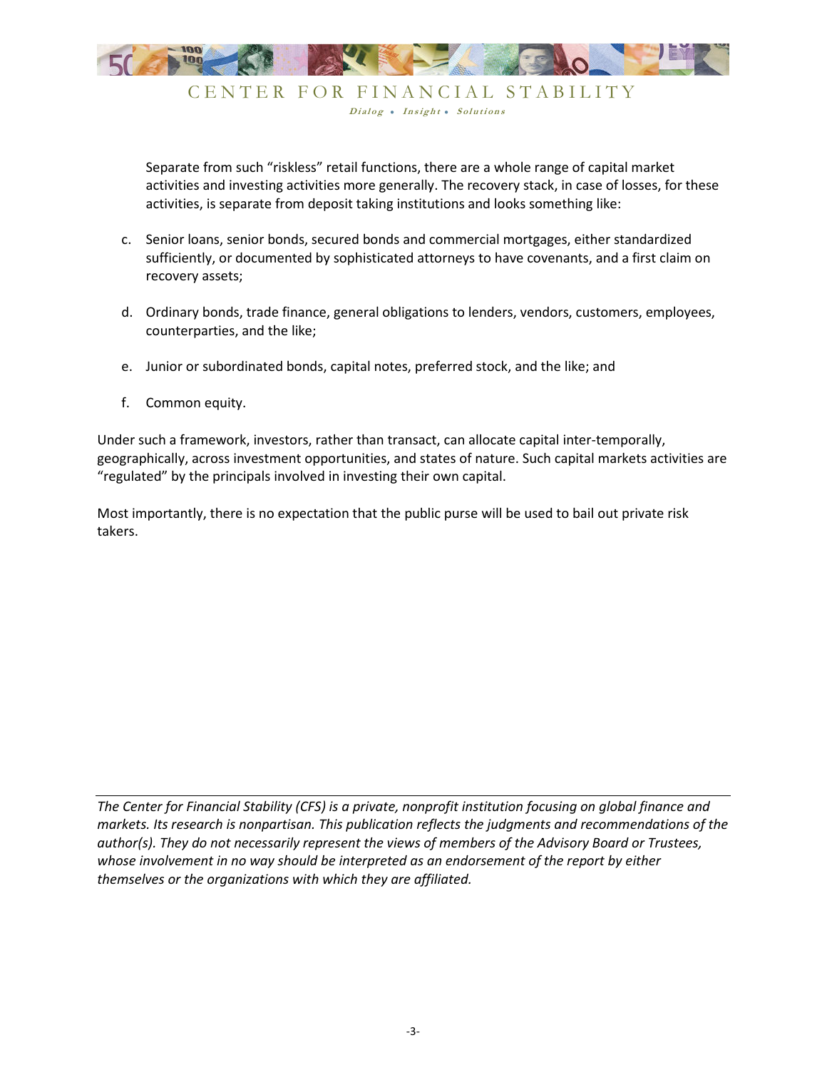Separate from such "riskless" retail functions, there are a whole range of capital market activities and investing activities more generally. The recovery stack, in case of losses, for these activities, is separate from deposit taking institutions and looks something like:

c. Senior loans, senior bonds, secured bonds and commercial mortgages, either standardized sufficiently, or documented by sophisticated attorneys to have covenants, and a first claim on recovery assets;

d. Ordinary bonds, trade finance, general obligations to lenders, vendors, customers, employees, counterparties, and the like;

e. Junior or subordinated bonds, capital notes, preferred stock, and the like; and

f. Common equity.

Under such a framework, investors, rather than transact, can allocate capital inter-temporally, geographically, across investment opportunities, and states of nature. Such capital markets activities are "regulated" by the principals involved in investing their own capital.

Most importantly, there is no expectation that the public purse will be used to bail out private risk takers.

---

*The Center for Financial Stability (CFS) is a private, nonprofit institution focusing on global finance and markets. Its research is nonpartisan. This publication reflects the judgments and recommendations of the author(s). They do not necessarily represent the views of members of the Advisory Board or Trustees, whose involvement in no way should be interpreted as an endorsement of the report by either themselves or the organizations with which they are affiliated.*